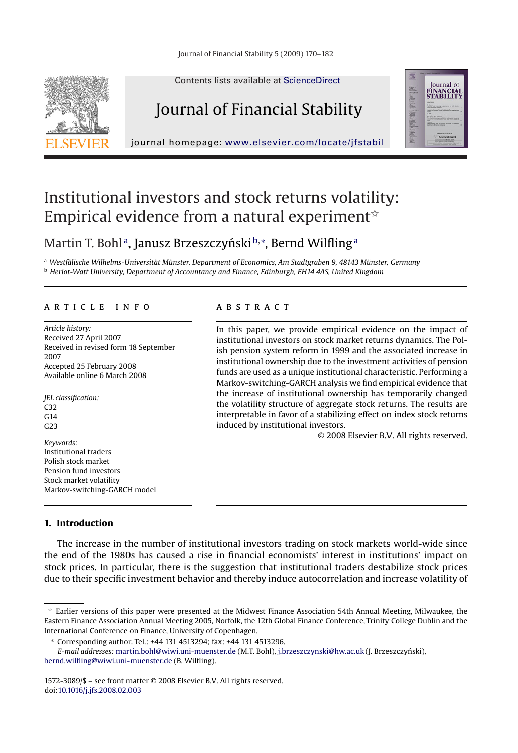Contents lists available at ScienceDirect

# Journal of Financial Stability

journal homepage: www.elsevier.com/locate/jfstabil

# Institutional investors and stock returns volatility: Empirical evidence from a natural experiment[☆]

Martin T. Bohl[a], Janusz Brzeszczyński[b,*], Bernd Wilfling[a]

[a] *Westfälische Wilhelms-Universität Münster, Department of Economics, Am Stadtgraben 9, 48143 Münster, Germany*
[b] *Heriot-Watt University, Department of Accountancy and Finance, Edinburgh, EH14 4AS, United Kingdom*

## ARTICLE INFO

*Article history:*
Received 27 April 2007
Received in revised form 18 September 2007
Accepted 25 February 2008
Available online 6 March 2008

*JEL classification:*
C32
G14
G23

*Keywords:*
Institutional traders
Polish stock market
Pension fund investors
Stock market volatility
Markov-switching-GARCH model

## ABSTRACT

In this paper, we provide empirical evidence on the impact of institutional investors on stock market returns dynamics. The Polish pension system reform in 1999 and the associated increase in institutional ownership due to the investment activities of pension funds are used as a unique institutional characteristic. Performing a Markov-switching-GARCH analysis we find empirical evidence that the increase of institutional ownership has temporarily changed the volatility structure of aggregate stock returns. The results are interpretable in favor of a stabilizing effect on index stock returns induced by institutional investors.

© 2008 Elsevier B.V. All rights reserved.

## 1. Introduction

The increase in the number of institutional investors trading on stock markets world-wide since the end of the 1980s has caused a rise in financial economists' interest in institutions' impact on stock prices. In particular, there is the suggestion that institutional traders destabilize stock prices due to their specific investment behavior and thereby induce autocorrelation and increase volatility of

---

☆ Earlier versions of this paper were presented at the Midwest Finance Association 54th Annual Meeting, Milwaukee, the Eastern Finance Association Annual Meeting 2005, Norfolk, the 12th Global Finance Conference, Trinity College Dublin and the International Conference on Finance, University of Copenhagen.

\* Corresponding author. Tel.: +44 131 4513294; fax: +44 131 4513296.

*E-mail addresses:* martin.bohl@wiwi.uni-muenster.de (M.T. Bohl), j.brzeszczynski@hw.ac.uk (J. Brzeszczyński), bernd.wilfling@wiwi.uni-muenster.de (B. Wilfling).

1572-3089/$ – see front matter © 2008 Elsevier B.V. All rights reserved.
doi:10.1016/j.jfs.2008.02.003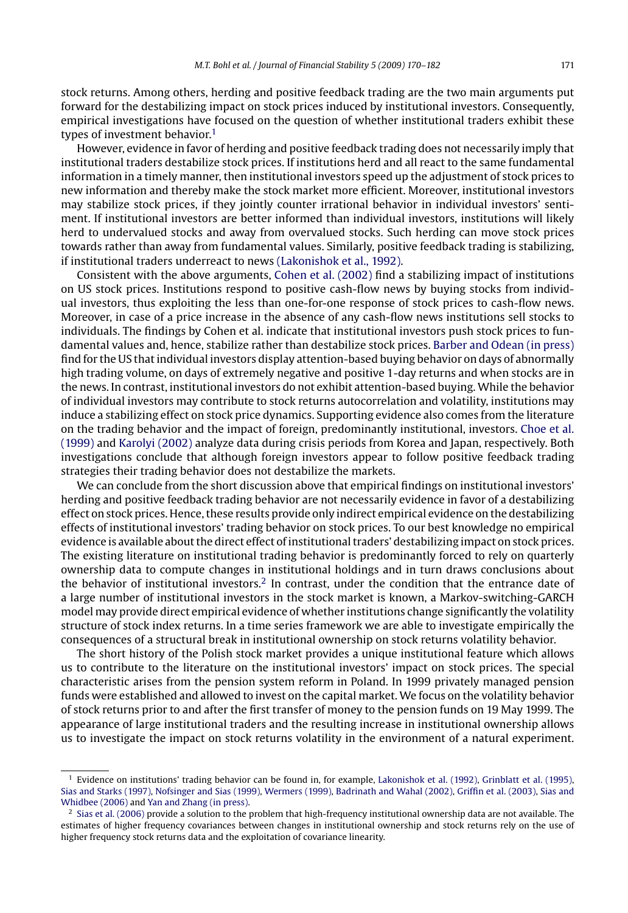stock returns. Among others, herding and positive feedback trading are the two main arguments put forward for the destabilizing impact on stock prices induced by institutional investors. Consequently, empirical investigations have focused on the question of whether institutional traders exhibit these types of investment behavior.[1]

However, evidence in favor of herding and positive feedback trading does not necessarily imply that institutional traders destabilize stock prices. If institutions herd and all react to the same fundamental information in a timely manner, then institutional investors speed up the adjustment of stock prices to new information and thereby make the stock market more efficient. Moreover, institutional investors may stabilize stock prices, if they jointly counter irrational behavior in individual investors' sentiment. If institutional investors are better informed than individual investors, institutions will likely herd to undervalued stocks and away from overvalued stocks. Such herding can move stock prices towards rather than away from fundamental values. Similarly, positive feedback trading is stabilizing, if institutional traders underreact to news (Lakonishok et al., 1992).

Consistent with the above arguments, Cohen et al. (2002) find a stabilizing impact of institutions on US stock prices. Institutions respond to positive cash-flow news by buying stocks from individual investors, thus exploiting the less than one-for-one response of stock prices to cash-flow news. Moreover, in case of a price increase in the absence of any cash-flow news institutions sell stocks to individuals. The findings by Cohen et al. indicate that institutional investors push stock prices to fundamental values and, hence, stabilize rather than destabilize stock prices. Barber and Odean (in press) find for the US that individual investors display attention-based buying behavior on days of abnormally high trading volume, on days of extremely negative and positive 1-day returns and when stocks are in the news. In contrast, institutional investors do not exhibit attention-based buying. While the behavior of individual investors may contribute to stock returns autocorrelation and volatility, institutions may induce a stabilizing effect on stock price dynamics. Supporting evidence also comes from the literature on the trading behavior and the impact of foreign, predominantly institutional, investors. Choe et al. (1999) and Karolyi (2002) analyze data during crisis periods from Korea and Japan, respectively. Both investigations conclude that although foreign investors appear to follow positive feedback trading strategies their trading behavior does not destabilize the markets.

We can conclude from the short discussion above that empirical findings on institutional investors' herding and positive feedback trading behavior are not necessarily evidence in favor of a destabilizing effect on stock prices. Hence, these results provide only indirect empirical evidence on the destabilizing effects of institutional investors' trading behavior on stock prices. To our best knowledge no empirical evidence is available about the direct effect of institutional traders' destabilizing impact on stock prices. The existing literature on institutional trading behavior is predominantly forced to rely on quarterly ownership data to compute changes in institutional holdings and in turn draws conclusions about the behavior of institutional investors.[2] In contrast, under the condition that the entrance date of a large number of institutional investors in the stock market is known, a Markov-switching-GARCH model may provide direct empirical evidence of whether institutions change significantly the volatility structure of stock index returns. In a time series framework we are able to investigate empirically the consequences of a structural break in institutional ownership on stock returns volatility behavior.

The short history of the Polish stock market provides a unique institutional feature which allows us to contribute to the literature on the institutional investors' impact on stock prices. The special characteristic arises from the pension system reform in Poland. In 1999 privately managed pension funds were established and allowed to invest on the capital market. We focus on the volatility behavior of stock returns prior to and after the first transfer of money to the pension funds on 19 May 1999. The appearance of large institutional traders and the resulting increase in institutional ownership allows us to investigate the impact on stock returns volatility in the environment of a natural experiment.

[1] Evidence on institutions' trading behavior can be found in, for example, Lakonishok et al. (1992), Grinblatt et al. (1995), Sias and Starks (1997), Nofsinger and Sias (1999), Wermers (1999), Badrinath and Wahal (2002), Griffin et al. (2003), Sias and Whidbee (2006) and Yan and Zhang (in press).

[2] Sias et al. (2006) provide a solution to the problem that high-frequency institutional ownership data are not available. The estimates of higher frequency covariances between changes in institutional ownership and stock returns rely on the use of higher frequency stock returns data and the exploitation of covariance linearity.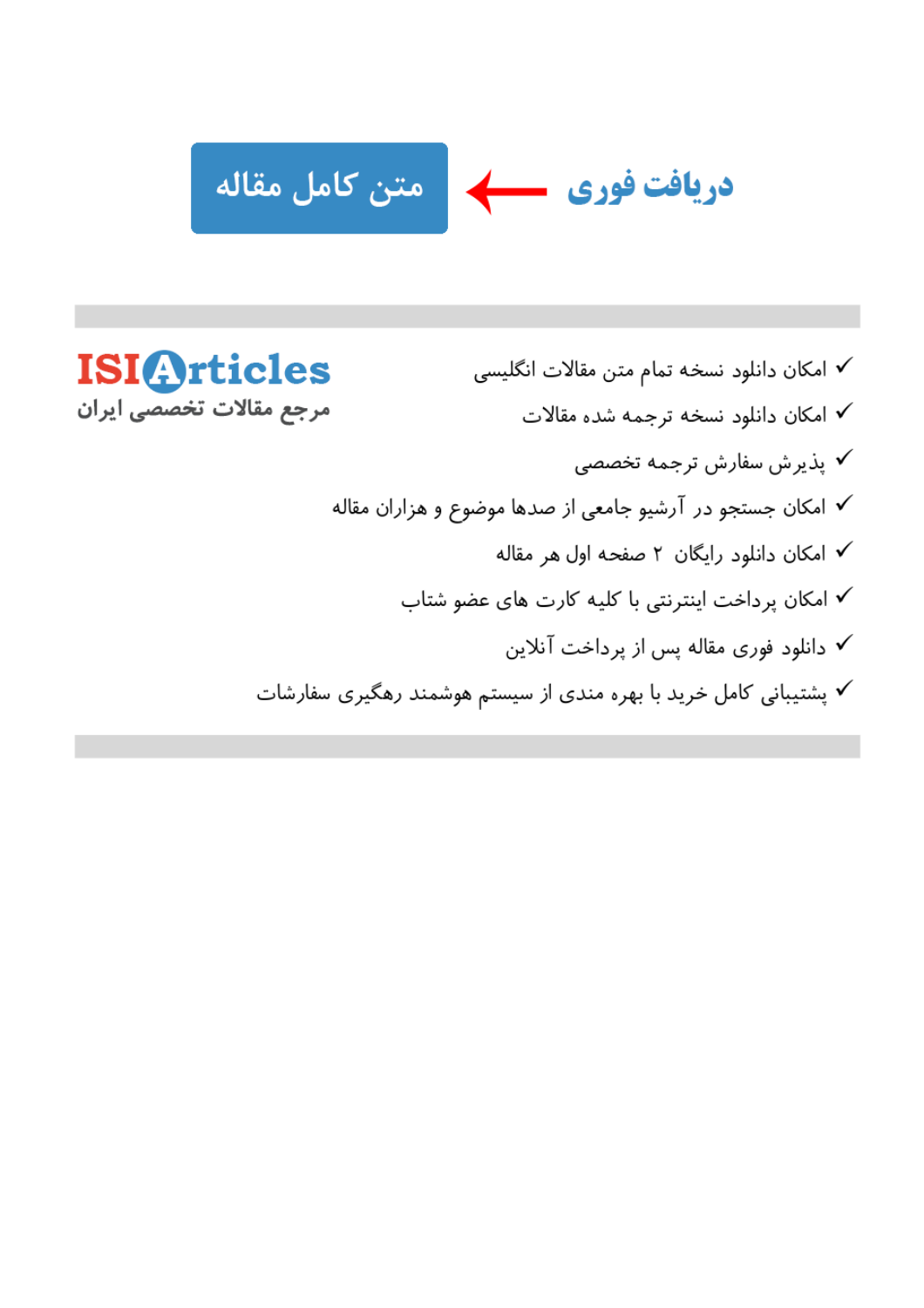دریافت فوری ← **متن کامل مقاله**

---

**ISIArticles**

**مرجع مقالات تخصصی ایران**

- ✓ امکان دانلود نسخه تمام متن مقالات انگلیسی
- ✓ امکان دانلود نسخه ترجمه شده مقالات
- ✓ پذیرش سفارش ترجمه تخصصی
- ✓ امکان جستجو در آرشیو جامعی از صدها موضوع و هزاران مقاله
- ✓ امکان دانلود رایگان ۲ صفحه اول هر مقاله
- ✓ امکان پرداخت اینترنتی با کلیه کارت های عضو شتاب
- ✓ دانلود فوری مقاله پس از پرداخت آنلاین
- ✓ پشتیبانی کامل خرید با بهره مندی از سیستم هوشمند رهگیری سفارشات

---